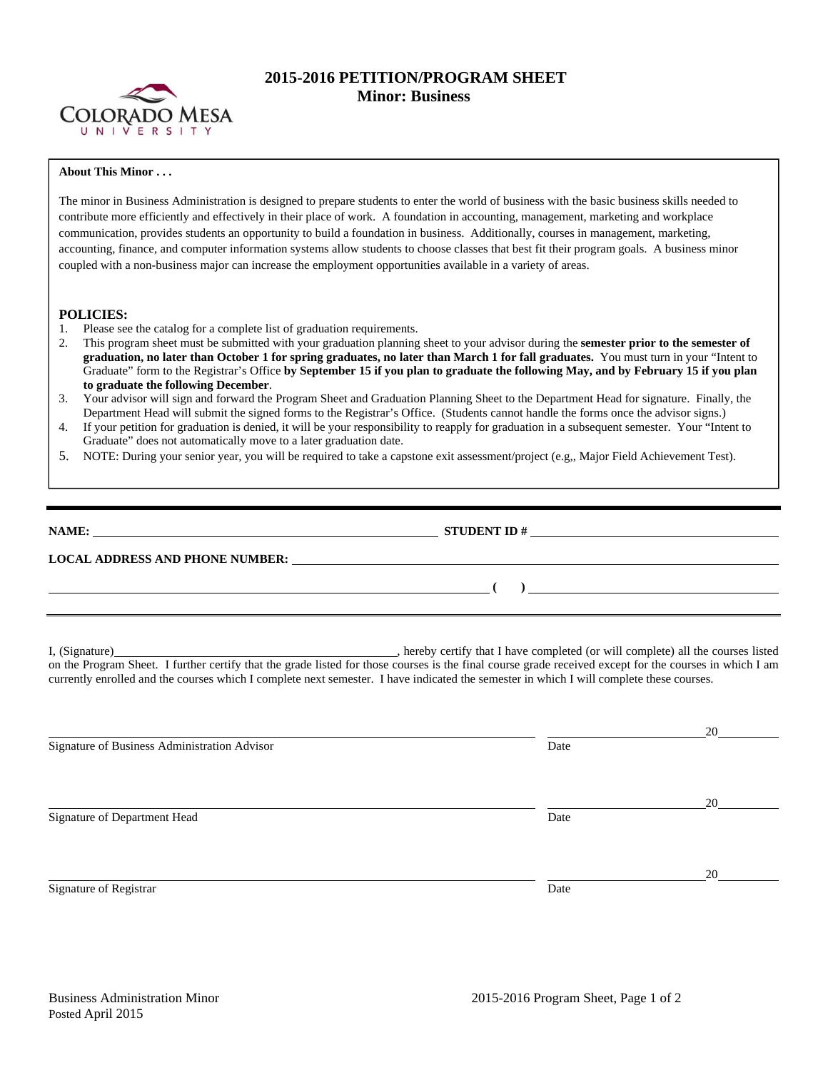# 2015-2016 PETITION/PROGRAM SHEET
## Minor: Business

**About This Minor . . .**

The minor in Business Administration is designed to prepare students to enter the world of business with the basic business skills needed to contribute more efficiently and effectively in their place of work. A foundation in accounting, management, marketing and workplace communication, provides students an opportunity to build a foundation in business. Additionally, courses in management, marketing, accounting, finance, and computer information systems allow students to choose classes that best fit their program goals. A business minor coupled with a non-business major can increase the employment opportunities available in a variety of areas.

**POLICIES:**

1. Please see the catalog for a complete list of graduation requirements.
2. This program sheet must be submitted with your graduation planning sheet to your advisor during the **semester prior to the semester of graduation, no later than October 1 for spring graduates, no later than March 1 for fall graduates.** You must turn in your "Intent to Graduate" form to the Registrar's Office **by September 15 if you plan to graduate the following May, and by February 15 if you plan to graduate the following December**.
3. Your advisor will sign and forward the Program Sheet and Graduation Planning Sheet to the Department Head for signature. Finally, the Department Head will submit the signed forms to the Registrar's Office. (Students cannot handle the forms once the advisor signs.)
4. If your petition for graduation is denied, it will be your responsibility to reapply for graduation in a subsequent semester. Your "Intent to Graduate" does not automatically move to a later graduation date.
5. NOTE: During your senior year, you will be required to take a capstone exit assessment/project (e.g,, Major Field Achievement Test).

---

**NAME:** ______________________________ **STUDENT ID #** ______________________________

**LOCAL ADDRESS AND PHONE NUMBER:** ______________________________

______________________________ **( )** ______________________________

---

I, (Signature)______________________________, hereby certify that I have completed (or will complete) all the courses listed on the Program Sheet. I further certify that the grade listed for those courses is the final course grade received except for the courses in which I am currently enrolled and the courses which I complete next semester. I have indicated the semester in which I will complete these courses.

______________________________ ______________20______
Signature of Business Administration Advisor Date

______________________________ ______________20______
Signature of Department Head Date

______________________________ ______________20______
Signature of Registrar Date

Business Administration Minor
Posted April 2015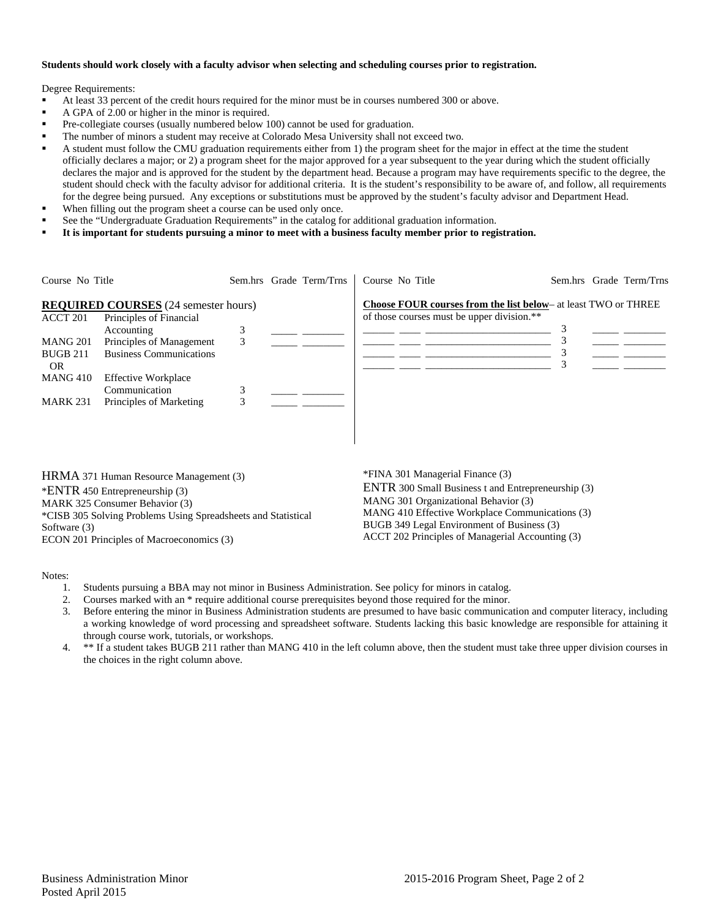**Students should work closely with a faculty advisor when selecting and scheduling courses prior to registration.**

Degree Requirements:

- At least 33 percent of the credit hours required for the minor must be in courses numbered 300 or above.
- A GPA of 2.00 or higher in the minor is required.
- Pre-collegiate courses (usually numbered below 100) cannot be used for graduation.
- The number of minors a student may receive at Colorado Mesa University shall not exceed two.
- A student must follow the CMU graduation requirements either from 1) the program sheet for the major in effect at the time the student officially declares a major; or 2) a program sheet for the major approved for a year subsequent to the year during which the student officially declares the major and is approved for the student by the department head. Because a program may have requirements specific to the degree, the student should check with the faculty advisor for additional criteria. It is the student's responsibility to be aware of, and follow, all requirements for the degree being pursued. Any exceptions or substitutions must be approved by the student's faculty advisor and Department Head.
- When filling out the program sheet a course can be used only once.
- See the "Undergraduate Graduation Requirements" in the catalog for additional graduation information.
- **It is important for students pursuing a minor to meet with a business faculty member prior to registration.**

**REQUIRED COURSES** (24 semester hours)

| Course No | Title | Sem.hrs | Grade | Term/Trns |
|---|---|---|---|---|
| ACCT 201 | Principles of Financial Accounting | 3 | _____ | ________ |
| MANG 201 | Principles of Management | 3 | _____ | ________ |
| BUGB 211 OR MANG 410 | Business Communications OR Effective Workplace Communication | 3 | _____ | ________ |
| MARK 231 | Principles of Marketing | 3 | _____ | ________ |

**Choose FOUR courses from the list below**– at least TWO or THREE of those courses must be upper division.**

| Course No | Title | Sem.hrs | Grade | Term/Trns |
|---|---|---|---|---|
| ______ ____ | ________________________ | 3 | _____ | ________ |
| ______ ____ | ________________________ | 3 | _____ | ________ |
| ______ ____ | ________________________ | 3 | _____ | ________ |
| ______ ____ | ________________________ | 3 | _____ | ________ |

HRMA 371 Human Resource Management (3)
*ENTR 450 Entrepreneurship (3)
MARK 325 Consumer Behavior (3)
*CISB 305 Solving Problems Using Spreadsheets and Statistical Software (3)
ECON 201 Principles of Macroeconomics (3)
*FINA 301 Managerial Finance (3)
ENTR 300 Small Business t and Entrepreneurship (3)
MANG 301 Organizational Behavior (3)
MANG 410 Effective Workplace Communications (3)
BUGB 349 Legal Environment of Business (3)
ACCT 202 Principles of Managerial Accounting (3)

Notes:

1. Students pursuing a BBA may not minor in Business Administration. See policy for minors in catalog.
2. Courses marked with an * require additional course prerequisites beyond those required for the minor.
3. Before entering the minor in Business Administration students are presumed to have basic communication and computer literacy, including a working knowledge of word processing and spreadsheet software. Students lacking this basic knowledge are responsible for attaining it through course work, tutorials, or workshops.
4. ** If a student takes BUGB 211 rather than MANG 410 in the left column above, then the student must take three upper division courses in the choices in the right column above.